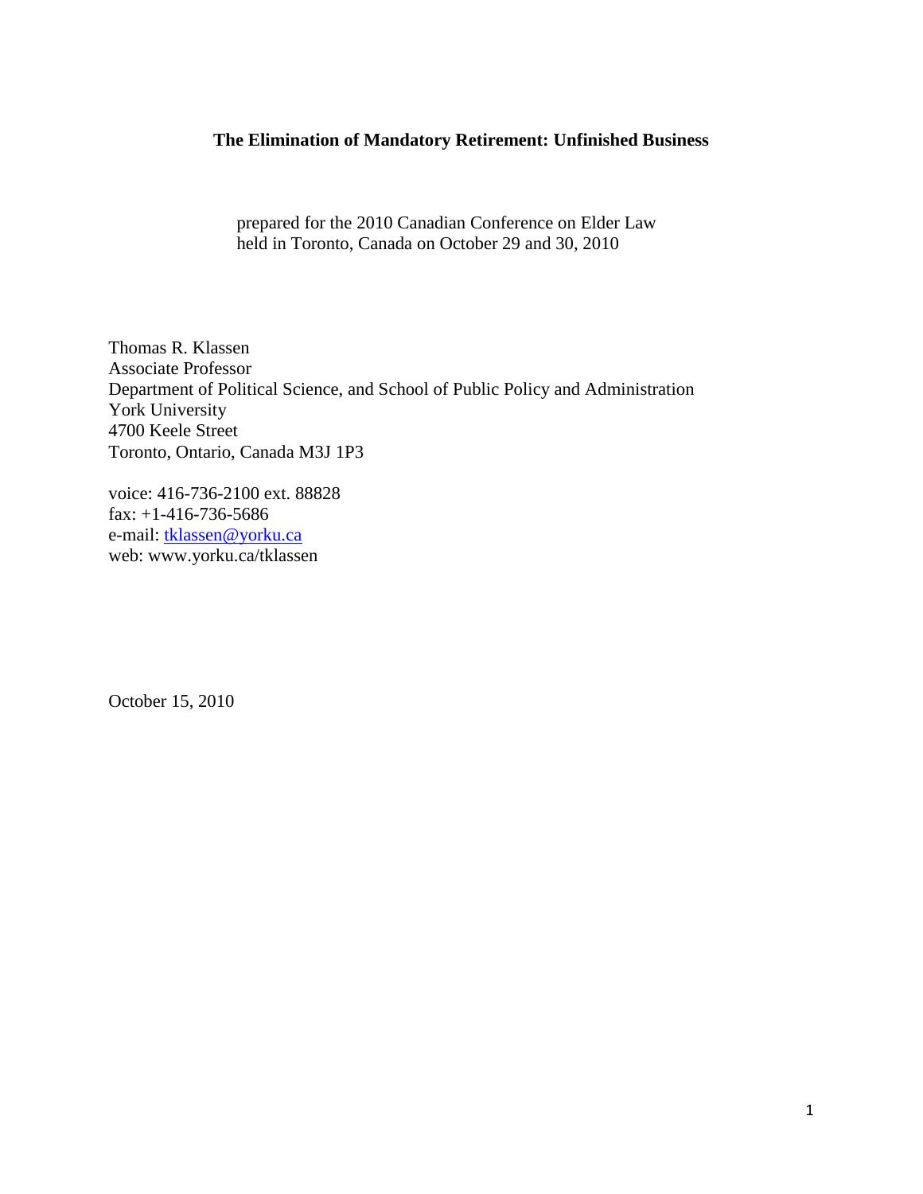# The Elimination of Mandatory Retirement: Unfinished Business

prepared for the 2010 Canadian Conference on Elder Law
held in Toronto, Canada on October 29 and 30, 2010

Thomas R. Klassen
Associate Professor
Department of Political Science, and School of Public Policy and Administration
York University
4700 Keele Street
Toronto, Ontario, Canada M3J 1P3

voice: 416-736-2100 ext. 88828
fax: +1-416-736-5686
e-mail: tklassen@yorku.ca
web: www.yorku.ca/tklassen

October 15, 2010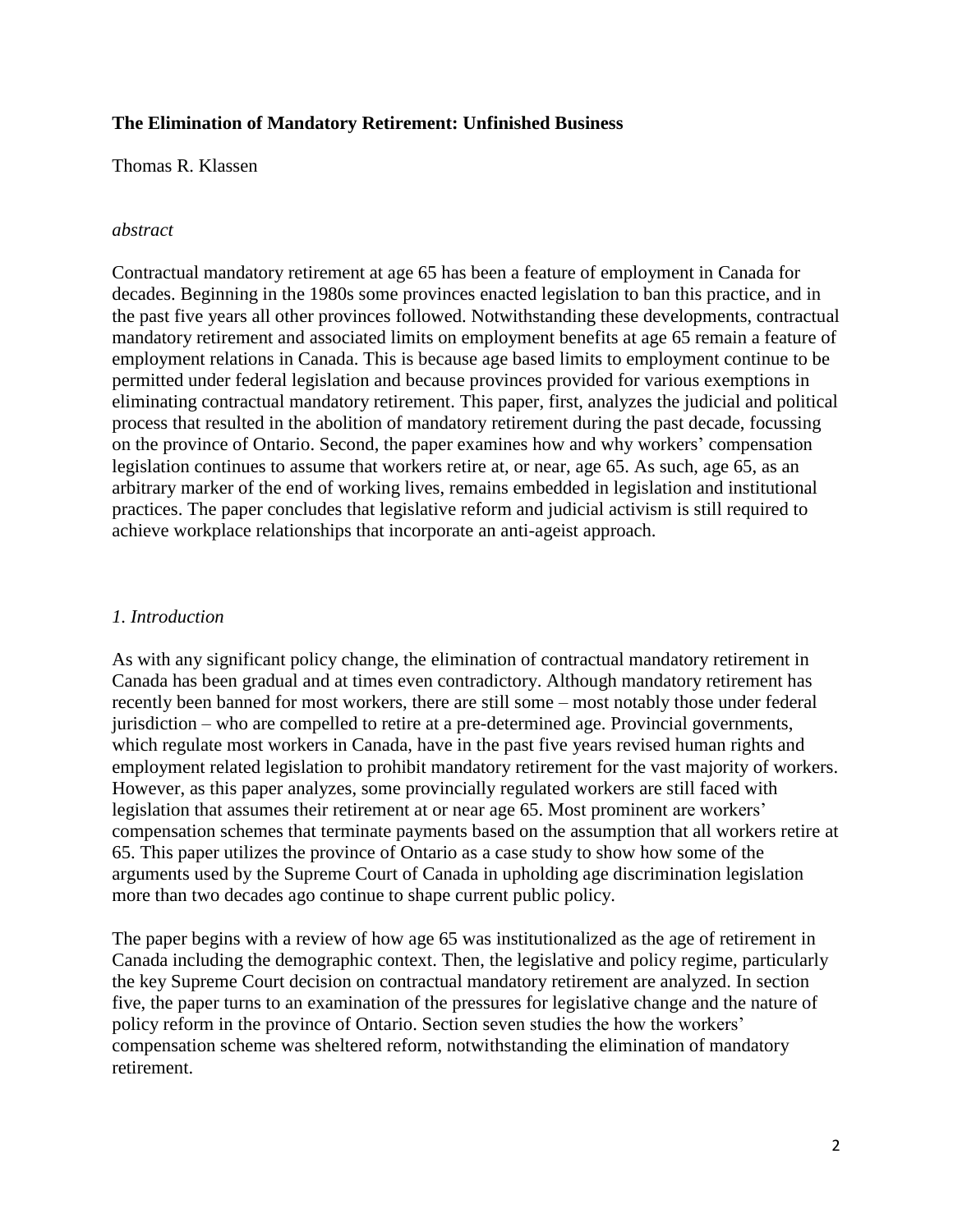**The Elimination of Mandatory Retirement: Unfinished Business**

Thomas R. Klassen

*abstract*

Contractual mandatory retirement at age 65 has been a feature of employment in Canada for decades. Beginning in the 1980s some provinces enacted legislation to ban this practice, and in the past five years all other provinces followed. Notwithstanding these developments, contractual mandatory retirement and associated limits on employment benefits at age 65 remain a feature of employment relations in Canada. This is because age based limits to employment continue to be permitted under federal legislation and because provinces provided for various exemptions in eliminating contractual mandatory retirement. This paper, first, analyzes the judicial and political process that resulted in the abolition of mandatory retirement during the past decade, focussing on the province of Ontario. Second, the paper examines how and why workers' compensation legislation continues to assume that workers retire at, or near, age 65. As such, age 65, as an arbitrary marker of the end of working lives, remains embedded in legislation and institutional practices. The paper concludes that legislative reform and judicial activism is still required to achieve workplace relationships that incorporate an anti-ageist approach.

*1. Introduction*

As with any significant policy change, the elimination of contractual mandatory retirement in Canada has been gradual and at times even contradictory. Although mandatory retirement has recently been banned for most workers, there are still some – most notably those under federal jurisdiction – who are compelled to retire at a pre-determined age. Provincial governments, which regulate most workers in Canada, have in the past five years revised human rights and employment related legislation to prohibit mandatory retirement for the vast majority of workers. However, as this paper analyzes, some provincially regulated workers are still faced with legislation that assumes their retirement at or near age 65. Most prominent are workers' compensation schemes that terminate payments based on the assumption that all workers retire at 65. This paper utilizes the province of Ontario as a case study to show how some of the arguments used by the Supreme Court of Canada in upholding age discrimination legislation more than two decades ago continue to shape current public policy.

The paper begins with a review of how age 65 was institutionalized as the age of retirement in Canada including the demographic context. Then, the legislative and policy regime, particularly the key Supreme Court decision on contractual mandatory retirement are analyzed. In section five, the paper turns to an examination of the pressures for legislative change and the nature of policy reform in the province of Ontario. Section seven studies the how the workers' compensation scheme was sheltered reform, notwithstanding the elimination of mandatory retirement.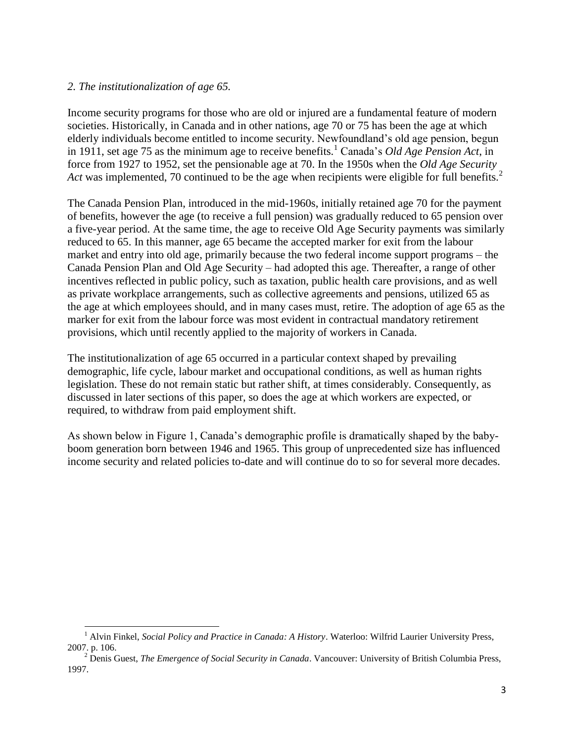*2. The institutionalization of age 65.*

Income security programs for those who are old or injured are a fundamental feature of modern societies. Historically, in Canada and in other nations, age 70 or 75 has been the age at which elderly individuals become entitled to income security. Newfoundland's old age pension, begun in 1911, set age 75 as the minimum age to receive benefits.[1] Canada's *Old Age Pension Act*, in force from 1927 to 1952, set the pensionable age at 70. In the 1950s when the *Old Age Security Act* was implemented, 70 continued to be the age when recipients were eligible for full benefits.[2]

The Canada Pension Plan, introduced in the mid-1960s, initially retained age 70 for the payment of benefits, however the age (to receive a full pension) was gradually reduced to 65 pension over a five-year period. At the same time, the age to receive Old Age Security payments was similarly reduced to 65. In this manner, age 65 became the accepted marker for exit from the labour market and entry into old age, primarily because the two federal income support programs – the Canada Pension Plan and Old Age Security – had adopted this age. Thereafter, a range of other incentives reflected in public policy, such as taxation, public health care provisions, and as well as private workplace arrangements, such as collective agreements and pensions, utilized 65 as the age at which employees should, and in many cases must, retire. The adoption of age 65 as the marker for exit from the labour force was most evident in contractual mandatory retirement provisions, which until recently applied to the majority of workers in Canada.

The institutionalization of age 65 occurred in a particular context shaped by prevailing demographic, life cycle, labour market and occupational conditions, as well as human rights legislation. These do not remain static but rather shift, at times considerably. Consequently, as discussed in later sections of this paper, so does the age at which workers are expected, or required, to withdraw from paid employment shift.

As shown below in Figure 1, Canada's demographic profile is dramatically shaped by the baby-boom generation born between 1946 and 1965. This group of unprecedented size has influenced income security and related policies to-date and will continue do to so for several more decades.

---

[1] Alvin Finkel, *Social Policy and Practice in Canada: A History*. Waterloo: Wilfrid Laurier University Press, 2007. p. 106.

[2] Denis Guest, *The Emergence of Social Security in Canada*. Vancouver: University of British Columbia Press, 1997.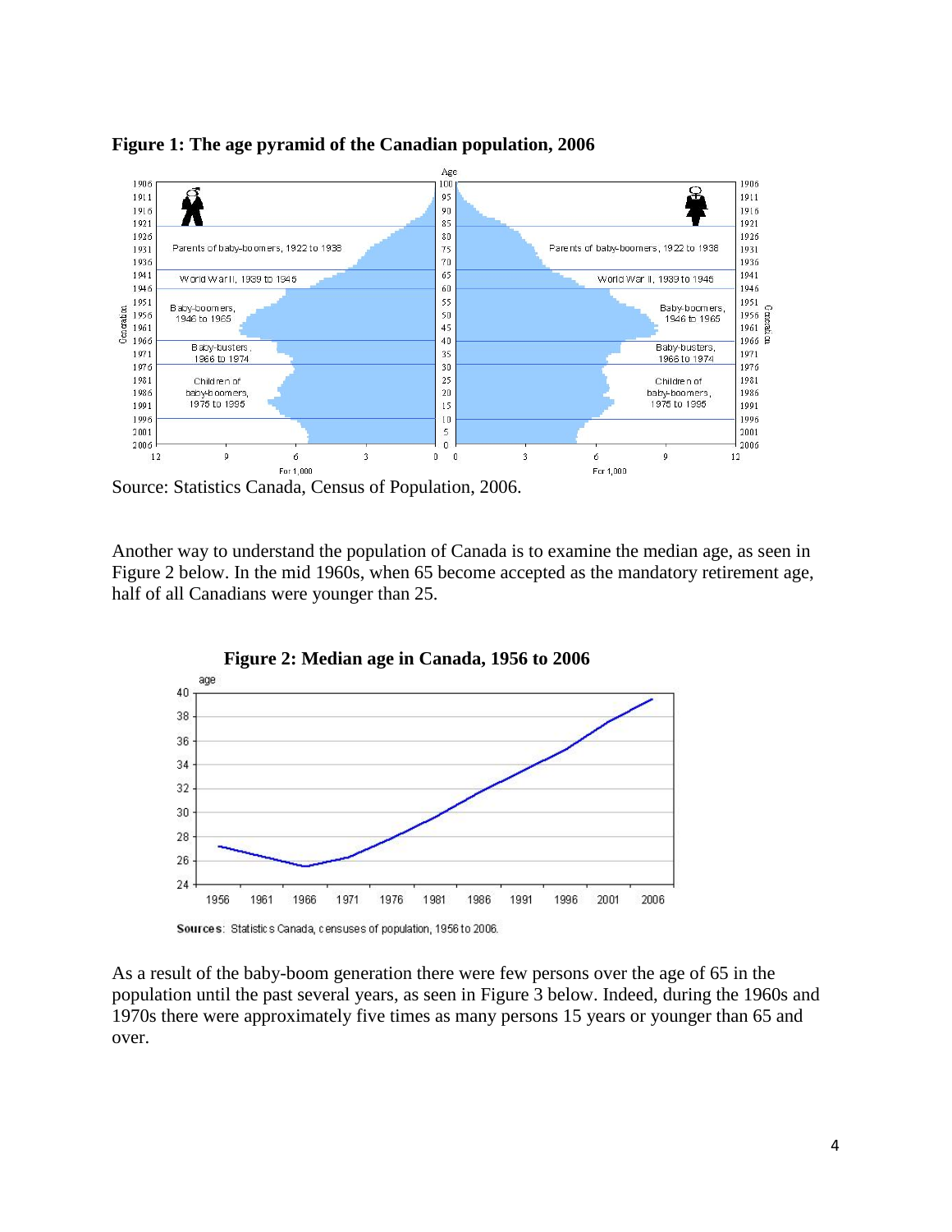**Figure 1: The age pyramid of the Canadian population, 2006**

Source: Statistics Canada, Census of Population, 2006.

Another way to understand the population of Canada is to examine the median age, as seen in Figure 2 below. In the mid 1960s, when 65 become accepted as the mandatory retirement age, half of all Canadians were younger than 25.

**Figure 2: Median age in Canada, 1956 to 2006**

Sources: Statistics Canada, censuses of population, 1956 to 2006.

As a result of the baby-boom generation there were few persons over the age of 65 in the population until the past several years, as seen in Figure 3 below. Indeed, during the 1960s and 1970s there were approximately five times as many persons 15 years or younger than 65 and over.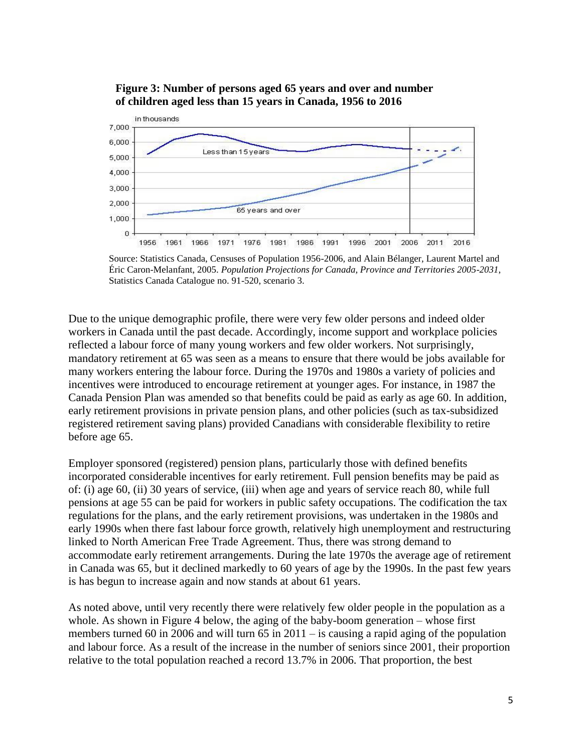**Figure 3: Number of persons aged 65 years and over and number of children aged less than 15 years in Canada, 1956 to 2016**

Source: Statistics Canada, Censuses of Population 1956-2006, and Alain Bélanger, Laurent Martel and Éric Caron-Melanfant, 2005. *Population Projections for Canada, Province and Territories 2005-2031*, Statistics Canada Catalogue no. 91-520, scenario 3.

Due to the unique demographic profile, there were very few older persons and indeed older workers in Canada until the past decade. Accordingly, income support and workplace policies reflected a labour force of many young workers and few older workers. Not surprisingly, mandatory retirement at 65 was seen as a means to ensure that there would be jobs available for many workers entering the labour force. During the 1970s and 1980s a variety of policies and incentives were introduced to encourage retirement at younger ages. For instance, in 1987 the Canada Pension Plan was amended so that benefits could be paid as early as age 60. In addition, early retirement provisions in private pension plans, and other policies (such as tax-subsidized registered retirement saving plans) provided Canadians with considerable flexibility to retire before age 65.

Employer sponsored (registered) pension plans, particularly those with defined benefits incorporated considerable incentives for early retirement. Full pension benefits may be paid as of: (i) age 60, (ii) 30 years of service, (iii) when age and years of service reach 80, while full pensions at age 55 can be paid for workers in public safety occupations. The codification the tax regulations for the plans, and the early retirement provisions, was undertaken in the 1980s and early 1990s when there fast labour force growth, relatively high unemployment and restructuring linked to North American Free Trade Agreement. Thus, there was strong demand to accommodate early retirement arrangements. During the late 1970s the average age of retirement in Canada was 65, but it declined markedly to 60 years of age by the 1990s. In the past few years is has begun to increase again and now stands at about 61 years.

As noted above, until very recently there were relatively few older people in the population as a whole. As shown in Figure 4 below, the aging of the baby-boom generation – whose first members turned 60 in 2006 and will turn 65 in 2011 – is causing a rapid aging of the population and labour force. As a result of the increase in the number of seniors since 2001, their proportion relative to the total population reached a record 13.7% in 2006. That proportion, the best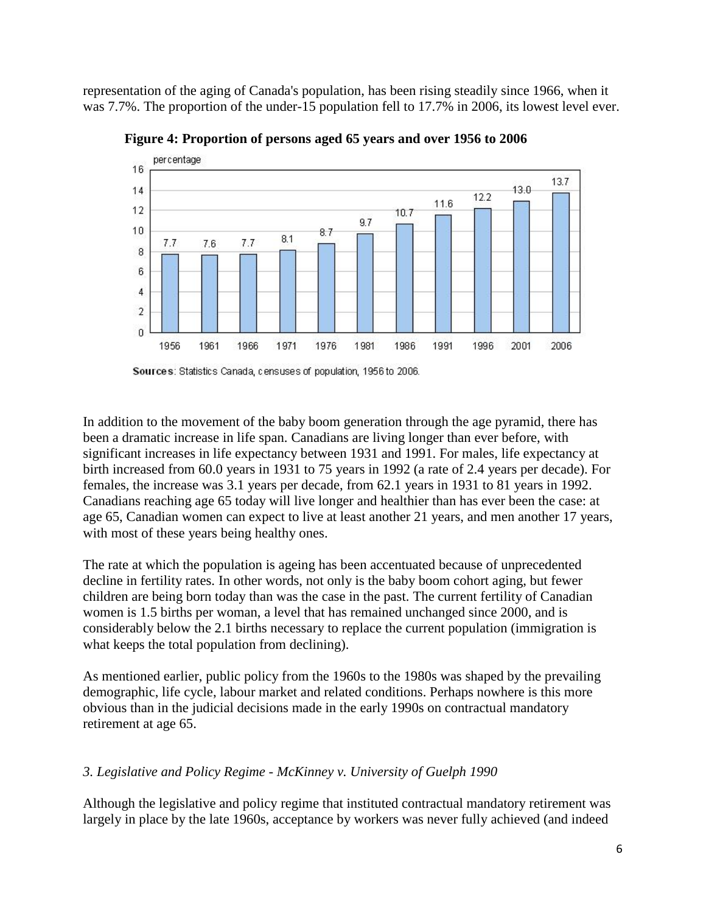representation of the aging of Canada's population, has been rising steadily since 1966, when it was 7.7%. The proportion of the under-15 population fell to 17.7% in 2006, its lowest level ever.

**Figure 4: Proportion of persons aged 65 years and over 1956 to 2006**

| Year | Percentage |
| --- | --- |
| 1956 | 7.7 |
| 1961 | 7.6 |
| 1966 | 7.7 |
| 1971 | 8.1 |
| 1976 | 8.7 |
| 1981 | 9.7 |
| 1986 | 10.7 |
| 1991 | 11.6 |
| 1996 | 12.2 |
| 2001 | 13.0 |
| 2006 | 13.7 |

**Sources**: Statistics Canada, censuses of population, 1956 to 2006.

In addition to the movement of the baby boom generation through the age pyramid, there has been a dramatic increase in life span. Canadians are living longer than ever before, with significant increases in life expectancy between 1931 and 1991. For males, life expectancy at birth increased from 60.0 years in 1931 to 75 years in 1992 (a rate of 2.4 years per decade). For females, the increase was 3.1 years per decade, from 62.1 years in 1931 to 81 years in 1992. Canadians reaching age 65 today will live longer and healthier than has ever been the case: at age 65, Canadian women can expect to live at least another 21 years, and men another 17 years, with most of these years being healthy ones.

The rate at which the population is ageing has been accentuated because of unprecedented decline in fertility rates. In other words, not only is the baby boom cohort aging, but fewer children are being born today than was the case in the past. The current fertility of Canadian women is 1.5 births per woman, a level that has remained unchanged since 2000, and is considerably below the 2.1 births necessary to replace the current population (immigration is what keeps the total population from declining).

As mentioned earlier, public policy from the 1960s to the 1980s was shaped by the prevailing demographic, life cycle, labour market and related conditions. Perhaps nowhere is this more obvious than in the judicial decisions made in the early 1990s on contractual mandatory retirement at age 65.

### *3. Legislative and Policy Regime - McKinney v. University of Guelph 1990*

Although the legislative and policy regime that instituted contractual mandatory retirement was largely in place by the late 1960s, acceptance by workers was never fully achieved (and indeed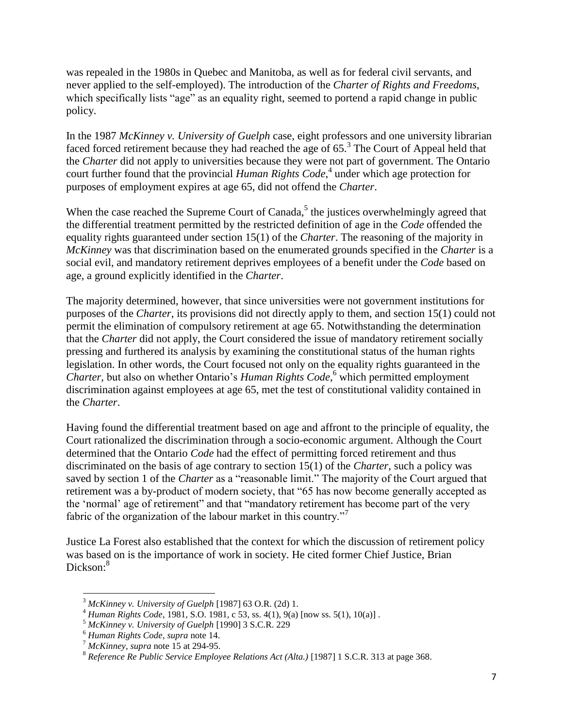was repealed in the 1980s in Quebec and Manitoba, as well as for federal civil servants, and never applied to the self-employed). The introduction of the *Charter of Rights and Freedoms*, which specifically lists "age" as an equality right, seemed to portend a rapid change in public policy.

In the 1987 *McKinney v. University of Guelph* case, eight professors and one university librarian faced forced retirement because they had reached the age of 65.[3] The Court of Appeal held that the *Charter* did not apply to universities because they were not part of government. The Ontario court further found that the provincial *Human Rights Code*,[4] under which age protection for purposes of employment expires at age 65, did not offend the *Charter*.

When the case reached the Supreme Court of Canada,[5] the justices overwhelmingly agreed that the differential treatment permitted by the restricted definition of age in the *Code* offended the equality rights guaranteed under section 15(1) of the *Charter*. The reasoning of the majority in *McKinney* was that discrimination based on the enumerated grounds specified in the *Charter* is a social evil, and mandatory retirement deprives employees of a benefit under the *Code* based on age, a ground explicitly identified in the *Charter*.

The majority determined, however, that since universities were not government institutions for purposes of the *Charter*, its provisions did not directly apply to them, and section 15(1) could not permit the elimination of compulsory retirement at age 65. Notwithstanding the determination that the *Charter* did not apply, the Court considered the issue of mandatory retirement socially pressing and furthered its analysis by examining the constitutional status of the human rights legislation. In other words, the Court focused not only on the equality rights guaranteed in the *Charter*, but also on whether Ontario's *Human Rights Code*,[6] which permitted employment discrimination against employees at age 65, met the test of constitutional validity contained in the *Charter*.

Having found the differential treatment based on age and affront to the principle of equality, the Court rationalized the discrimination through a socio-economic argument. Although the Court determined that the Ontario *Code* had the effect of permitting forced retirement and thus discriminated on the basis of age contrary to section 15(1) of the *Charter*, such a policy was saved by section 1 of the *Charter* as a "reasonable limit." The majority of the Court argued that retirement was a by-product of modern society, that "65 has now become generally accepted as the 'normal' age of retirement" and that "mandatory retirement has become part of the very fabric of the organization of the labour market in this country."[7]

Justice La Forest also established that the context for which the discussion of retirement policy was based on is the importance of work in society. He cited former Chief Justice, Brian Dickson:[8]

---

[3] *McKinney v. University of Guelph* [1987] 63 O.R. (2d) 1.

[4] *Human Rights Code*, 1981, S.O. 1981, c 53, ss. 4(1), 9(a) [now ss. 5(1), 10(a)] .

[5] *McKinney v. University of Guelph* [1990] 3 S.C.R. 229

[6] *Human Rights Code*, *supra* note 14.

[7] *McKinney*, *supra* note 15 at 294-95.

[8] *Reference Re Public Service Employee Relations Act (Alta.)* [1987] 1 S.C.R. 313 at page 368.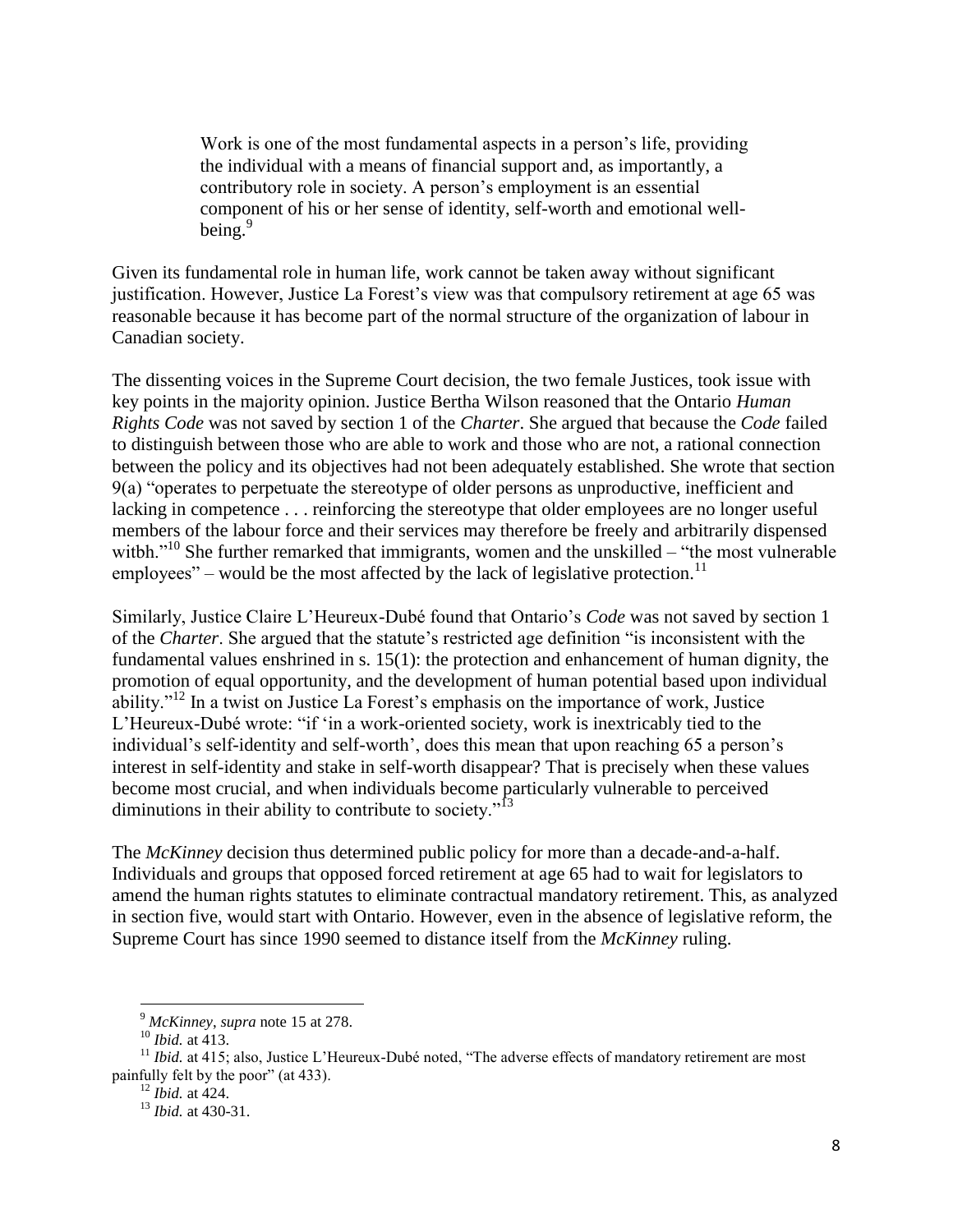> Work is one of the most fundamental aspects in a person's life, providing the individual with a means of financial support and, as importantly, a contributory role in society. A person's employment is an essential component of his or her sense of identity, self-worth and emotional well-being.[9]

Given its fundamental role in human life, work cannot be taken away without significant justification. However, Justice La Forest's view was that compulsory retirement at age 65 was reasonable because it has become part of the normal structure of the organization of labour in Canadian society.

The dissenting voices in the Supreme Court decision, the two female Justices, took issue with key points in the majority opinion. Justice Bertha Wilson reasoned that the Ontario *Human Rights Code* was not saved by section 1 of the *Charter*. She argued that because the *Code* failed to distinguish between those who are able to work and those who are not, a rational connection between the policy and its objectives had not been adequately established. She wrote that section 9(a) "operates to perpetuate the stereotype of older persons as unproductive, inefficient and lacking in competence . . . reinforcing the stereotype that older employees are no longer useful members of the labour force and their services may therefore be freely and arbitrarily dispensed witbh."[10] She further remarked that immigrants, women and the unskilled – "the most vulnerable employees" – would be the most affected by the lack of legislative protection.[11]

Similarly, Justice Claire L'Heureux-Dubé found that Ontario's *Code* was not saved by section 1 of the *Charter*. She argued that the statute's restricted age definition "is inconsistent with the fundamental values enshrined in s. 15(1): the protection and enhancement of human dignity, the promotion of equal opportunity, and the development of human potential based upon individual ability."[12] In a twist on Justice La Forest's emphasis on the importance of work, Justice L'Heureux-Dubé wrote: "if 'in a work-oriented society, work is inextricably tied to the individual's self-identity and self-worth', does this mean that upon reaching 65 a person's interest in self-identity and stake in self-worth disappear? That is precisely when these values become most crucial, and when individuals become particularly vulnerable to perceived diminutions in their ability to contribute to society."[13]

The *McKinney* decision thus determined public policy for more than a decade-and-a-half. Individuals and groups that opposed forced retirement at age 65 had to wait for legislators to amend the human rights statutes to eliminate contractual mandatory retirement. This, as analyzed in section five, would start with Ontario. However, even in the absence of legislative reform, the Supreme Court has since 1990 seemed to distance itself from the *McKinney* ruling.

---

[9] *McKinney*, *supra* note 15 at 278.

[10] *Ibid.* at 413.

[11] *Ibid.* at 415; also, Justice L'Heureux-Dubé noted, "The adverse effects of mandatory retirement are most painfully felt by the poor" (at 433).

[12] *Ibid.* at 424.

[13] *Ibid.* at 430-31.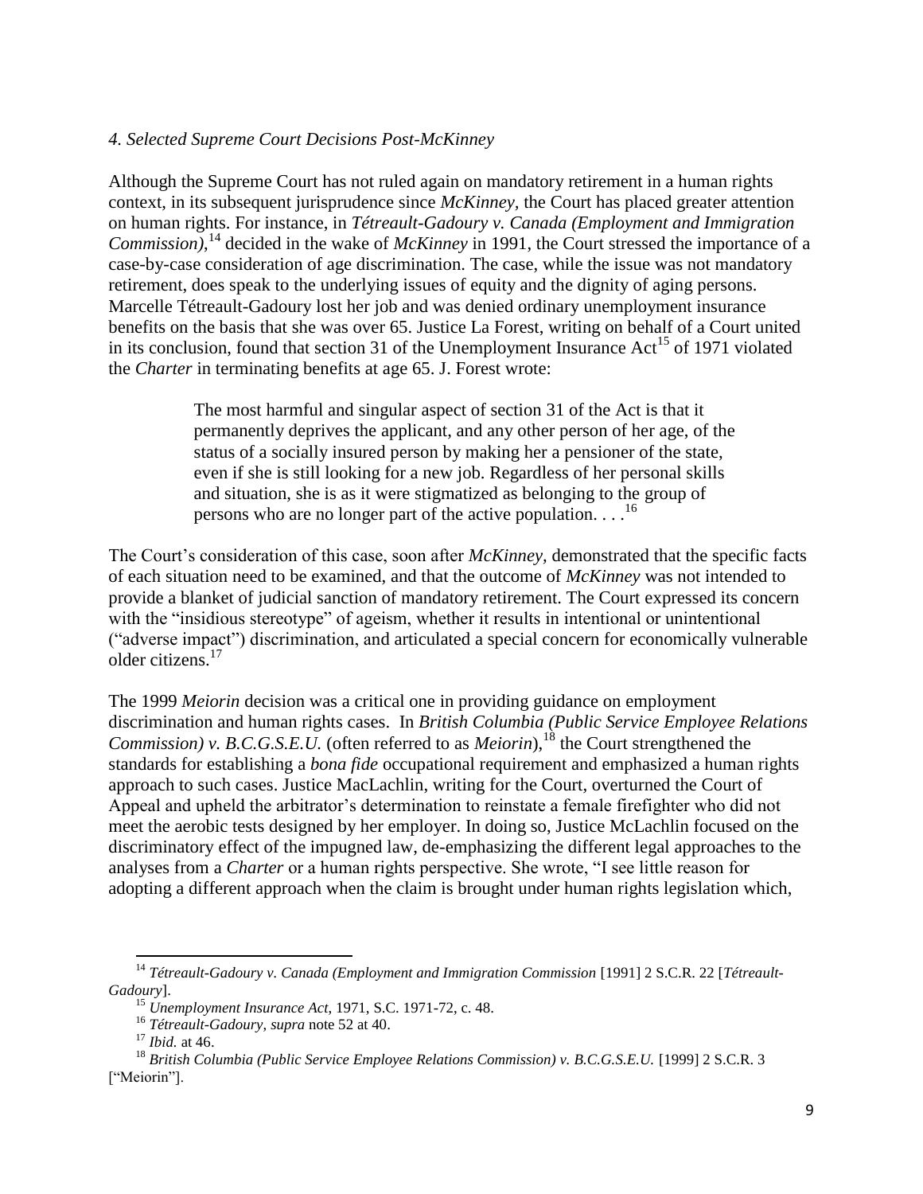*4. Selected Supreme Court Decisions Post-McKinney*

Although the Supreme Court has not ruled again on mandatory retirement in a human rights context, in its subsequent jurisprudence since *McKinney*, the Court has placed greater attention on human rights. For instance, in *Tétreault-Gadoury v. Canada (Employment and Immigration Commission)*,[14] decided in the wake of *McKinney* in 1991, the Court stressed the importance of a case-by-case consideration of age discrimination. The case, while the issue was not mandatory retirement, does speak to the underlying issues of equity and the dignity of aging persons. Marcelle Tétreault-Gadoury lost her job and was denied ordinary unemployment insurance benefits on the basis that she was over 65. Justice La Forest, writing on behalf of a Court united in its conclusion, found that section 31 of the Unemployment Insurance Act[15] of 1971 violated the *Charter* in terminating benefits at age 65. J. Forest wrote:

> The most harmful and singular aspect of section 31 of the Act is that it permanently deprives the applicant, and any other person of her age, of the status of a socially insured person by making her a pensioner of the state, even if she is still looking for a new job. Regardless of her personal skills and situation, she is as it were stigmatized as belonging to the group of persons who are no longer part of the active population. . . .[16]

The Court's consideration of this case, soon after *McKinney*, demonstrated that the specific facts of each situation need to be examined, and that the outcome of *McKinney* was not intended to provide a blanket of judicial sanction of mandatory retirement. The Court expressed its concern with the "insidious stereotype" of ageism, whether it results in intentional or unintentional ("adverse impact") discrimination, and articulated a special concern for economically vulnerable older citizens.[17]

The 1999 *Meiorin* decision was a critical one in providing guidance on employment discrimination and human rights cases. In *British Columbia (Public Service Employee Relations Commission) v. B.C.G.S.E.U.* (often referred to as *Meiorin*),[18] the Court strengthened the standards for establishing a *bona fide* occupational requirement and emphasized a human rights approach to such cases. Justice MacLachlin, writing for the Court, overturned the Court of Appeal and upheld the arbitrator's determination to reinstate a female firefighter who did not meet the aerobic tests designed by her employer. In doing so, Justice McLachlin focused on the discriminatory effect of the impugned law, de-emphasizing the different legal approaches to the analyses from a *Charter* or a human rights perspective. She wrote, "I see little reason for adopting a different approach when the claim is brought under human rights legislation which,

---

[14] *Tétreault-Gadoury v. Canada (Employment and Immigration Commission* [1991] 2 S.C.R. 22 [*Tétreault-Gadoury*].

[15] *Unemployment Insurance Act*, 1971, S.C. 1971-72, c. 48.

[16] *Tétreault-Gadoury*, *supra* note 52 at 40.

[17] *Ibid.* at 46.

[18] *British Columbia (Public Service Employee Relations Commission) v. B.C.G.S.E.U.* [1999] 2 S.C.R. 3 ["Meiorin"].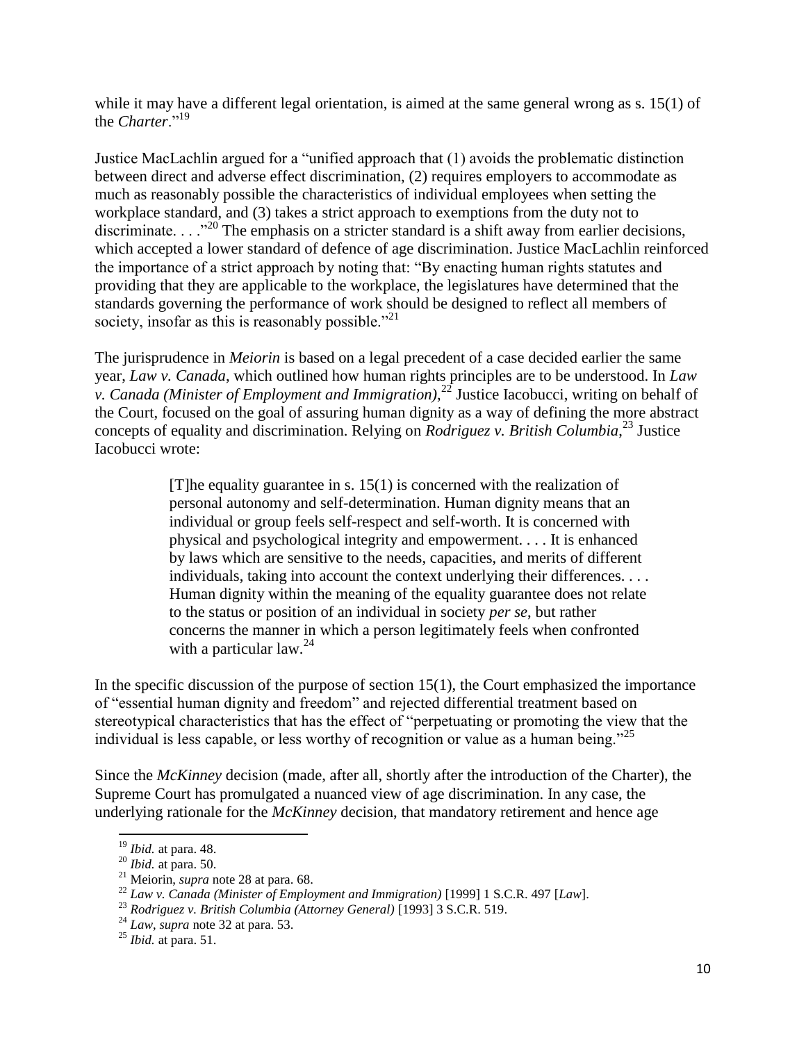while it may have a different legal orientation, is aimed at the same general wrong as s. 15(1) of the *Charter*."[19]

Justice MacLachlin argued for a "unified approach that (1) avoids the problematic distinction between direct and adverse effect discrimination, (2) requires employers to accommodate as much as reasonably possible the characteristics of individual employees when setting the workplace standard, and (3) takes a strict approach to exemptions from the duty not to discriminate. . . ."[20] The emphasis on a stricter standard is a shift away from earlier decisions, which accepted a lower standard of defence of age discrimination. Justice MacLachlin reinforced the importance of a strict approach by noting that: "By enacting human rights statutes and providing that they are applicable to the workplace, the legislatures have determined that the standards governing the performance of work should be designed to reflect all members of society, insofar as this is reasonably possible."[21]

The jurisprudence in *Meiorin* is based on a legal precedent of a case decided earlier the same year, *Law v. Canada*, which outlined how human rights principles are to be understood. In *Law v. Canada (Minister of Employment and Immigration)*,[22] Justice Iacobucci, writing on behalf of the Court, focused on the goal of assuring human dignity as a way of defining the more abstract concepts of equality and discrimination. Relying on *Rodriguez v. British Columbia*,[23] Justice Iacobucci wrote:

> [T]he equality guarantee in s. 15(1) is concerned with the realization of personal autonomy and self-determination. Human dignity means that an individual or group feels self-respect and self-worth. It is concerned with physical and psychological integrity and empowerment. . . . It is enhanced by laws which are sensitive to the needs, capacities, and merits of different individuals, taking into account the context underlying their differences. . . . Human dignity within the meaning of the equality guarantee does not relate to the status or position of an individual in society *per se*, but rather concerns the manner in which a person legitimately feels when confronted with a particular law.[24]

In the specific discussion of the purpose of section 15(1), the Court emphasized the importance of "essential human dignity and freedom" and rejected differential treatment based on stereotypical characteristics that has the effect of "perpetuating or promoting the view that the individual is less capable, or less worthy of recognition or value as a human being."[25]

Since the *McKinney* decision (made, after all, shortly after the introduction of the Charter), the Supreme Court has promulgated a nuanced view of age discrimination. In any case, the underlying rationale for the *McKinney* decision, that mandatory retirement and hence age

---

[19] *Ibid.* at para. 48.

[20] *Ibid.* at para. 50.

[21] Meiorin, *supra* note 28 at para. 68.

[22] *Law v. Canada (Minister of Employment and Immigration)* [1999] 1 S.C.R. 497 [*Law*].

[23] *Rodriguez v. British Columbia (Attorney General)* [1993] 3 S.C.R. 519.

[24] *Law*, *supra* note 32 at para. 53.

[25] *Ibid.* at para. 51.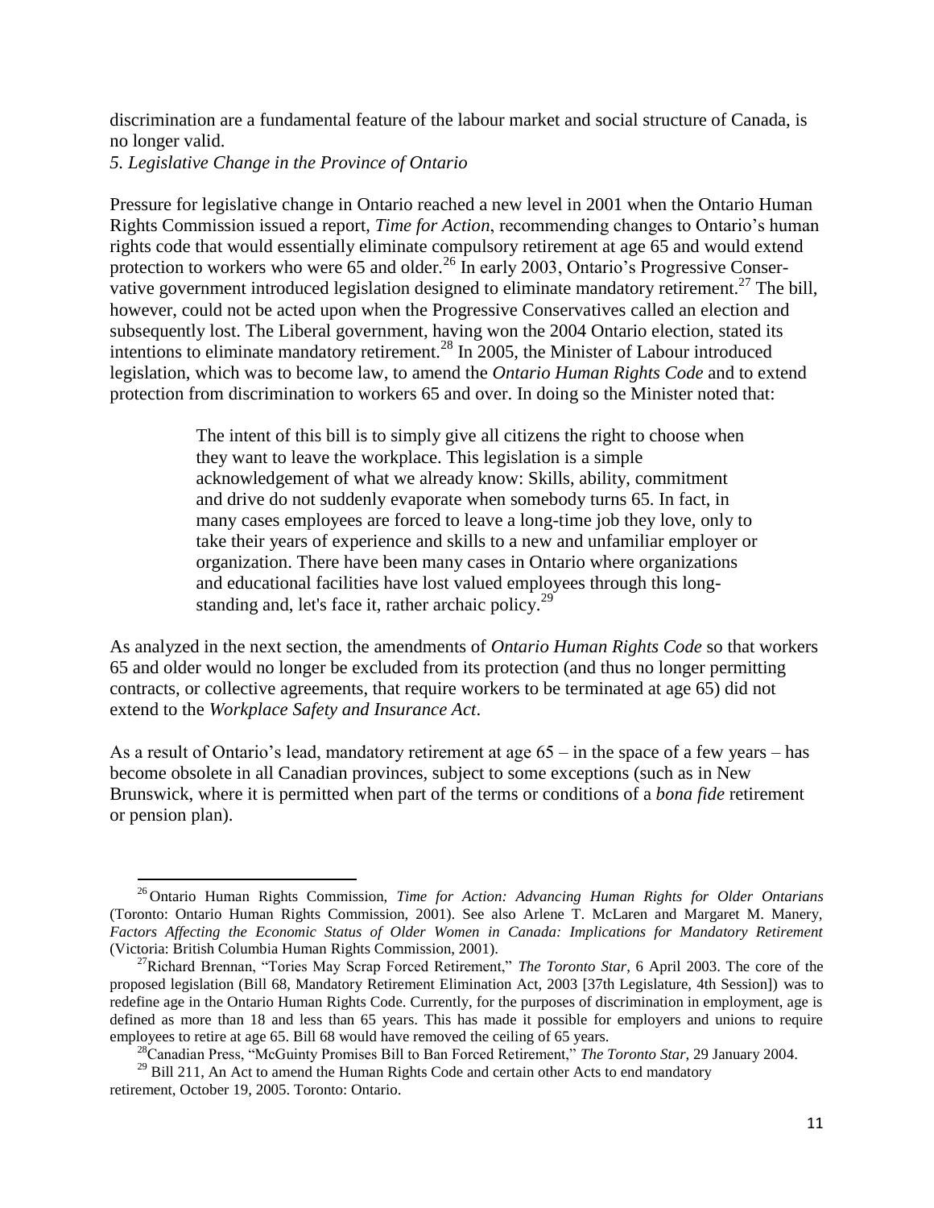discrimination are a fundamental feature of the labour market and social structure of Canada, is no longer valid.

*5. Legislative Change in the Province of Ontario*

Pressure for legislative change in Ontario reached a new level in 2001 when the Ontario Human Rights Commission issued a report, *Time for Action*, recommending changes to Ontario's human rights code that would essentially eliminate compulsory retirement at age 65 and would extend protection to workers who were 65 and older.[26] In early 2003, Ontario's Progressive Conservative government introduced legislation designed to eliminate mandatory retirement.[27] The bill, however, could not be acted upon when the Progressive Conservatives called an election and subsequently lost. The Liberal government, having won the 2004 Ontario election, stated its intentions to eliminate mandatory retirement.[28] In 2005, the Minister of Labour introduced legislation, which was to become law, to amend the *Ontario Human Rights Code* and to extend protection from discrimination to workers 65 and over. In doing so the Minister noted that:

> The intent of this bill is to simply give all citizens the right to choose when they want to leave the workplace. This legislation is a simple acknowledgement of what we already know: Skills, ability, commitment and drive do not suddenly evaporate when somebody turns 65. In fact, in many cases employees are forced to leave a long-time job they love, only to take their years of experience and skills to a new and unfamiliar employer or organization. There have been many cases in Ontario where organizations and educational facilities have lost valued employees through this long-standing and, let's face it, rather archaic policy.[29]

As analyzed in the next section, the amendments of *Ontario Human Rights Code* so that workers 65 and older would no longer be excluded from its protection (and thus no longer permitting contracts, or collective agreements, that require workers to be terminated at age 65) did not extend to the *Workplace Safety and Insurance Act*.

As a result of Ontario's lead, mandatory retirement at age 65 – in the space of a few years – has become obsolete in all Canadian provinces, subject to some exceptions (such as in New Brunswick, where it is permitted when part of the terms or conditions of a *bona fide* retirement or pension plan).

---

[26] Ontario Human Rights Commission, *Time for Action: Advancing Human Rights for Older Ontarians* (Toronto: Ontario Human Rights Commission, 2001). See also Arlene T. McLaren and Margaret M. Manery, *Factors Affecting the Economic Status of Older Women in Canada: Implications for Mandatory Retirement* (Victoria: British Columbia Human Rights Commission, 2001).

[27] Richard Brennan, "Tories May Scrap Forced Retirement," *The Toronto Star*, 6 April 2003. The core of the proposed legislation (Bill 68, Mandatory Retirement Elimination Act, 2003 [37th Legislature, 4th Session]) was to redefine age in the Ontario Human Rights Code. Currently, for the purposes of discrimination in employment, age is defined as more than 18 and less than 65 years. This has made it possible for employers and unions to require employees to retire at age 65. Bill 68 would have removed the ceiling of 65 years.

[28] Canadian Press, "McGuinty Promises Bill to Ban Forced Retirement," *The Toronto Star*, 29 January 2004.

[29] Bill 211, An Act to amend the Human Rights Code and certain other Acts to end mandatory retirement, October 19, 2005. Toronto: Ontario.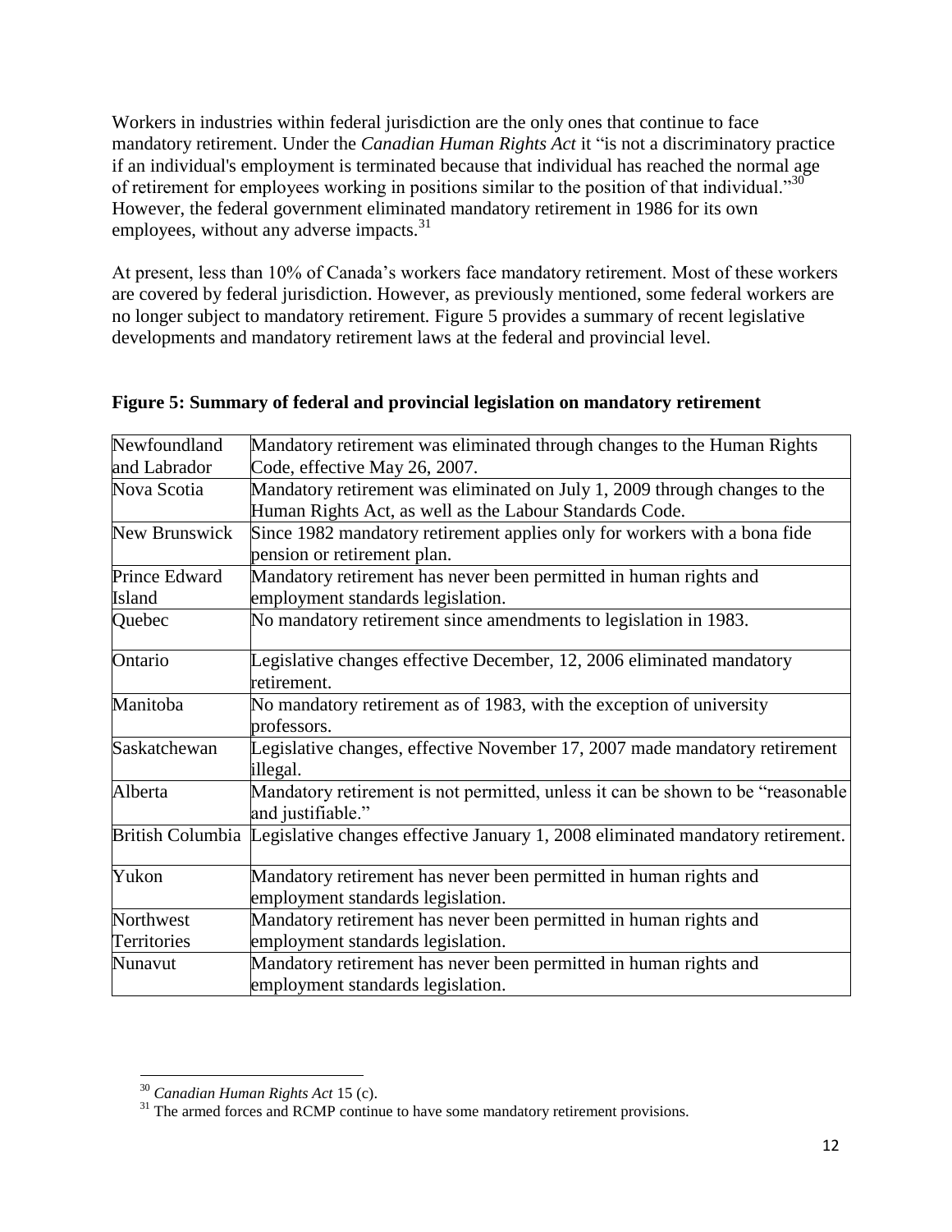Workers in industries within federal jurisdiction are the only ones that continue to face mandatory retirement. Under the *Canadian Human Rights Act* it "is not a discriminatory practice if an individual's employment is terminated because that individual has reached the normal age of retirement for employees working in positions similar to the position of that individual."[30] However, the federal government eliminated mandatory retirement in 1986 for its own employees, without any adverse impacts.[31]

At present, less than 10% of Canada's workers face mandatory retirement. Most of these workers are covered by federal jurisdiction. However, as previously mentioned, some federal workers are no longer subject to mandatory retirement. Figure 5 provides a summary of recent legislative developments and mandatory retirement laws at the federal and provincial level.

**Figure 5: Summary of federal and provincial legislation on mandatory retirement**

| | |
|---|---|
| Newfoundland and Labrador | Mandatory retirement was eliminated through changes to the Human Rights Code, effective May 26, 2007. |
| Nova Scotia | Mandatory retirement was eliminated on July 1, 2009 through changes to the Human Rights Act, as well as the Labour Standards Code. |
| New Brunswick | Since 1982 mandatory retirement applies only for workers with a bona fide pension or retirement plan. |
| Prince Edward Island | Mandatory retirement has never been permitted in human rights and employment standards legislation. |
| Quebec | No mandatory retirement since amendments to legislation in 1983. |
| Ontario | Legislative changes effective December, 12, 2006 eliminated mandatory retirement. |
| Manitoba | No mandatory retirement as of 1983, with the exception of university professors. |
| Saskatchewan | Legislative changes, effective November 17, 2007 made mandatory retirement illegal. |
| Alberta | Mandatory retirement is not permitted, unless it can be shown to be "reasonable and justifiable." |
| British Columbia | Legislative changes effective January 1, 2008 eliminated mandatory retirement. |
| Yukon | Mandatory retirement has never been permitted in human rights and employment standards legislation. |
| Northwest Territories | Mandatory retirement has never been permitted in human rights and employment standards legislation. |
| Nunavut | Mandatory retirement has never been permitted in human rights and employment standards legislation. |

[30] *Canadian Human Rights Act* 15 (c).

[31] The armed forces and RCMP continue to have some mandatory retirement provisions.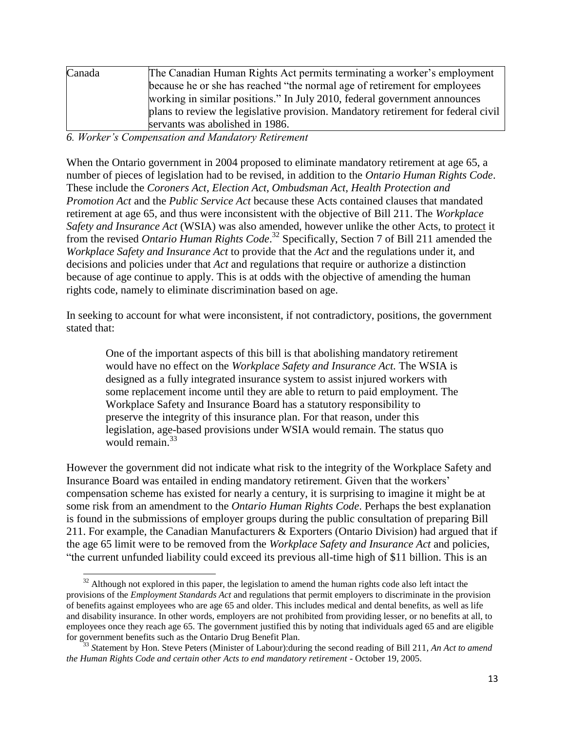| Canada | The Canadian Human Rights Act permits terminating a worker's employment because he or she has reached "the normal age of retirement for employees working in similar positions." In July 2010, federal government announces plans to review the legislative provision. Mandatory retirement for federal civil servants was abolished in 1986. |
|---|---|

*6. Worker's Compensation and Mandatory Retirement*

When the Ontario government in 2004 proposed to eliminate mandatory retirement at age 65, a number of pieces of legislation had to be revised, in addition to the *Ontario Human Rights Code*. These include the *Coroners Act, Election Act, Ombudsman Act, Health Protection and Promotion Act* and the *Public Service Act* because these Acts contained clauses that mandated retirement at age 65, and thus were inconsistent with the objective of Bill 211. The *Workplace Safety and Insurance Act* (WSIA) was also amended, however unlike the other Acts, to <u>protect</u> it from the revised *Ontario Human Rights Code*.[32] Specifically, Section 7 of Bill 211 amended the *Workplace Safety and Insurance Act* to provide that the *Act* and the regulations under it, and decisions and policies under that *Act* and regulations that require or authorize a distinction because of age continue to apply. This is at odds with the objective of amending the human rights code, namely to eliminate discrimination based on age.

In seeking to account for what were inconsistent, if not contradictory, positions, the government stated that:

> One of the important aspects of this bill is that abolishing mandatory retirement would have no effect on the *Workplace Safety and Insurance Act.* The WSIA is designed as a fully integrated insurance system to assist injured workers with some replacement income until they are able to return to paid employment. The Workplace Safety and Insurance Board has a statutory responsibility to preserve the integrity of this insurance plan. For that reason, under this legislation, age-based provisions under WSIA would remain. The status quo would remain.[33]

However the government did not indicate what risk to the integrity of the Workplace Safety and Insurance Board was entailed in ending mandatory retirement. Given that the workers' compensation scheme has existed for nearly a century, it is surprising to imagine it might be at some risk from an amendment to the *Ontario Human Rights Code*. Perhaps the best explanation is found in the submissions of employer groups during the public consultation of preparing Bill 211. For example, the Canadian Manufacturers & Exporters (Ontario Division) had argued that if the age 65 limit were to be removed from the *Workplace Safety and Insurance Act* and policies, "the current unfunded liability could exceed its previous all-time high of $11 billion. This is an

---

[32] Although not explored in this paper, the legislation to amend the human rights code also left intact the provisions of the *Employment Standards Act* and regulations that permit employers to discriminate in the provision of benefits against employees who are age 65 and older. This includes medical and dental benefits, as well as life and disability insurance. In other words, employers are not prohibited from providing lesser, or no benefits at all, to employees once they reach age 65. The government justified this by noting that individuals aged 65 and are eligible for government benefits such as the Ontario Drug Benefit Plan.

[33] Statement by Hon. Steve Peters (Minister of Labour):during the second reading of Bill 211, *An Act to amend the Human Rights Code and certain other Acts to end mandatory retirement* - October 19, 2005.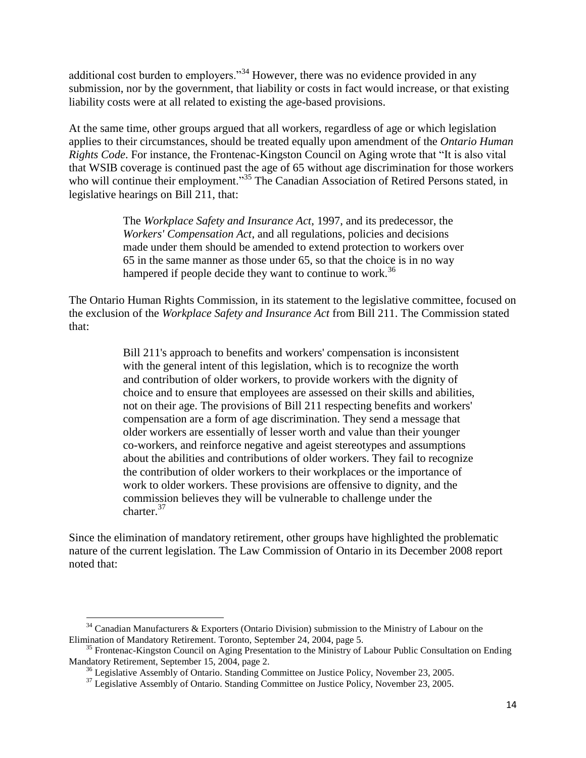additional cost burden to employers."[34] However, there was no evidence provided in any submission, nor by the government, that liability or costs in fact would increase, or that existing liability costs were at all related to existing the age-based provisions.

At the same time, other groups argued that all workers, regardless of age or which legislation applies to their circumstances, should be treated equally upon amendment of the *Ontario Human Rights Code*. For instance, the Frontenac-Kingston Council on Aging wrote that "It is also vital that WSIB coverage is continued past the age of 65 without age discrimination for those workers who will continue their employment."[35] The Canadian Association of Retired Persons stated, in legislative hearings on Bill 211, that:

> The *Workplace Safety and Insurance Act*, 1997, and its predecessor, the *Workers' Compensation Act*, and all regulations, policies and decisions made under them should be amended to extend protection to workers over 65 in the same manner as those under 65, so that the choice is in no way hampered if people decide they want to continue to work.[36]

The Ontario Human Rights Commission, in its statement to the legislative committee, focused on the exclusion of the *Workplace Safety and Insurance Act* from Bill 211. The Commission stated that:

> Bill 211's approach to benefits and workers' compensation is inconsistent with the general intent of this legislation, which is to recognize the worth and contribution of older workers, to provide workers with the dignity of choice and to ensure that employees are assessed on their skills and abilities, not on their age. The provisions of Bill 211 respecting benefits and workers' compensation are a form of age discrimination. They send a message that older workers are essentially of lesser worth and value than their younger co-workers, and reinforce negative and ageist stereotypes and assumptions about the abilities and contributions of older workers. They fail to recognize the contribution of older workers to their workplaces or the importance of work to older workers. These provisions are offensive to dignity, and the commission believes they will be vulnerable to challenge under the charter.[37]

Since the elimination of mandatory retirement, other groups have highlighted the problematic nature of the current legislation. The Law Commission of Ontario in its December 2008 report noted that:

---

[34] Canadian Manufacturers & Exporters (Ontario Division) submission to the Ministry of Labour on the Elimination of Mandatory Retirement. Toronto, September 24, 2004, page 5.

[35] Frontenac-Kingston Council on Aging Presentation to the Ministry of Labour Public Consultation on Ending Mandatory Retirement, September 15, 2004, page 2.

[36] Legislative Assembly of Ontario. Standing Committee on Justice Policy, November 23, 2005.

[37] Legislative Assembly of Ontario. Standing Committee on Justice Policy, November 23, 2005.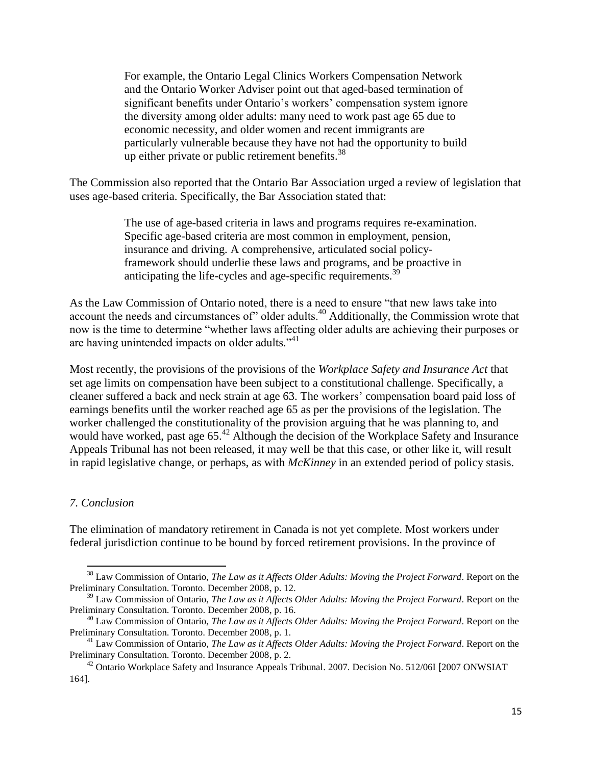> For example, the Ontario Legal Clinics Workers Compensation Network and the Ontario Worker Adviser point out that aged-based termination of significant benefits under Ontario's workers' compensation system ignore the diversity among older adults: many need to work past age 65 due to economic necessity, and older women and recent immigrants are particularly vulnerable because they have not had the opportunity to build up either private or public retirement benefits.[38]

The Commission also reported that the Ontario Bar Association urged a review of legislation that uses age-based criteria. Specifically, the Bar Association stated that:

> The use of age-based criteria in laws and programs requires re-examination. Specific age-based criteria are most common in employment, pension, insurance and driving. A comprehensive, articulated social policy-framework should underlie these laws and programs, and be proactive in anticipating the life-cycles and age-specific requirements.[39]

As the Law Commission of Ontario noted, there is a need to ensure "that new laws take into account the needs and circumstances of" older adults.[40] Additionally, the Commission wrote that now is the time to determine "whether laws affecting older adults are achieving their purposes or are having unintended impacts on older adults."[41]

Most recently, the provisions of the provisions of the *Workplace Safety and Insurance Act* that set age limits on compensation have been subject to a constitutional challenge. Specifically, a cleaner suffered a back and neck strain at age 63. The workers' compensation board paid loss of earnings benefits until the worker reached age 65 as per the provisions of the legislation. The worker challenged the constitutionality of the provision arguing that he was planning to, and would have worked, past age 65.[42] Although the decision of the Workplace Safety and Insurance Appeals Tribunal has not been released, it may well be that this case, or other like it, will result in rapid legislative change, or perhaps, as with *McKinney* in an extended period of policy stasis.

## *7. Conclusion*

The elimination of mandatory retirement in Canada is not yet complete. Most workers under federal jurisdiction continue to be bound by forced retirement provisions. In the province of

---

[38] Law Commission of Ontario, *The Law as it Affects Older Adults: Moving the Project Forward*. Report on the Preliminary Consultation. Toronto. December 2008, p. 12.

[39] Law Commission of Ontario, *The Law as it Affects Older Adults: Moving the Project Forward*. Report on the Preliminary Consultation. Toronto. December 2008, p. 16.

[40] Law Commission of Ontario, *The Law as it Affects Older Adults: Moving the Project Forward*. Report on the Preliminary Consultation. Toronto. December 2008, p. 1.

[41] Law Commission of Ontario, *The Law as it Affects Older Adults: Moving the Project Forward*. Report on the Preliminary Consultation. Toronto. December 2008, p. 2.

[42] Ontario Workplace Safety and Insurance Appeals Tribunal. 2007. Decision No. 512/06I [2007 ONWSIAT 164].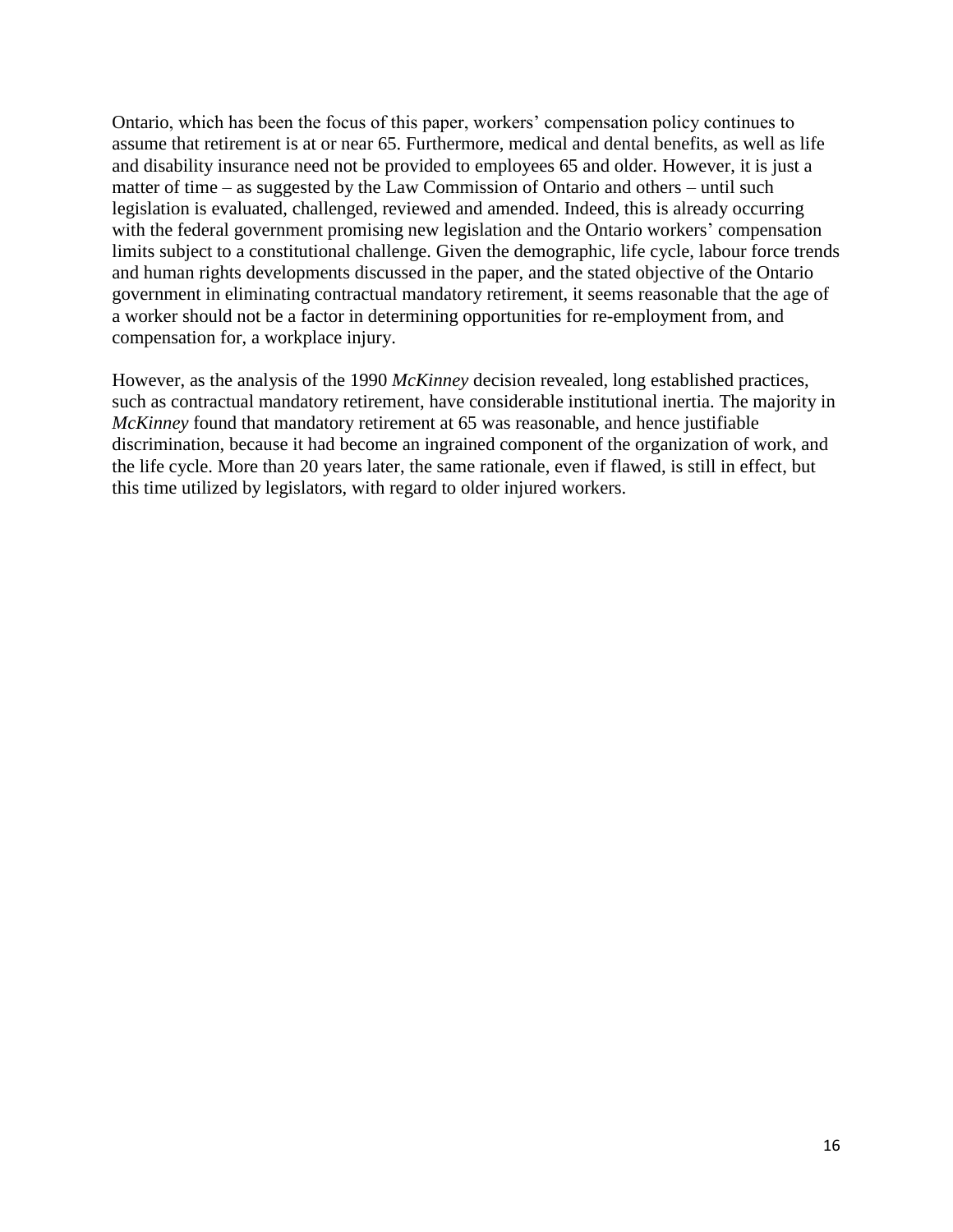Ontario, which has been the focus of this paper, workers' compensation policy continues to assume that retirement is at or near 65. Furthermore, medical and dental benefits, as well as life and disability insurance need not be provided to employees 65 and older. However, it is just a matter of time – as suggested by the Law Commission of Ontario and others – until such legislation is evaluated, challenged, reviewed and amended. Indeed, this is already occurring with the federal government promising new legislation and the Ontario workers' compensation limits subject to a constitutional challenge. Given the demographic, life cycle, labour force trends and human rights developments discussed in the paper, and the stated objective of the Ontario government in eliminating contractual mandatory retirement, it seems reasonable that the age of a worker should not be a factor in determining opportunities for re-employment from, and compensation for, a workplace injury.

However, as the analysis of the 1990 *McKinney* decision revealed, long established practices, such as contractual mandatory retirement, have considerable institutional inertia. The majority in *McKinney* found that mandatory retirement at 65 was reasonable, and hence justifiable discrimination, because it had become an ingrained component of the organization of work, and the life cycle. More than 20 years later, the same rationale, even if flawed, is still in effect, but this time utilized by legislators, with regard to older injured workers.